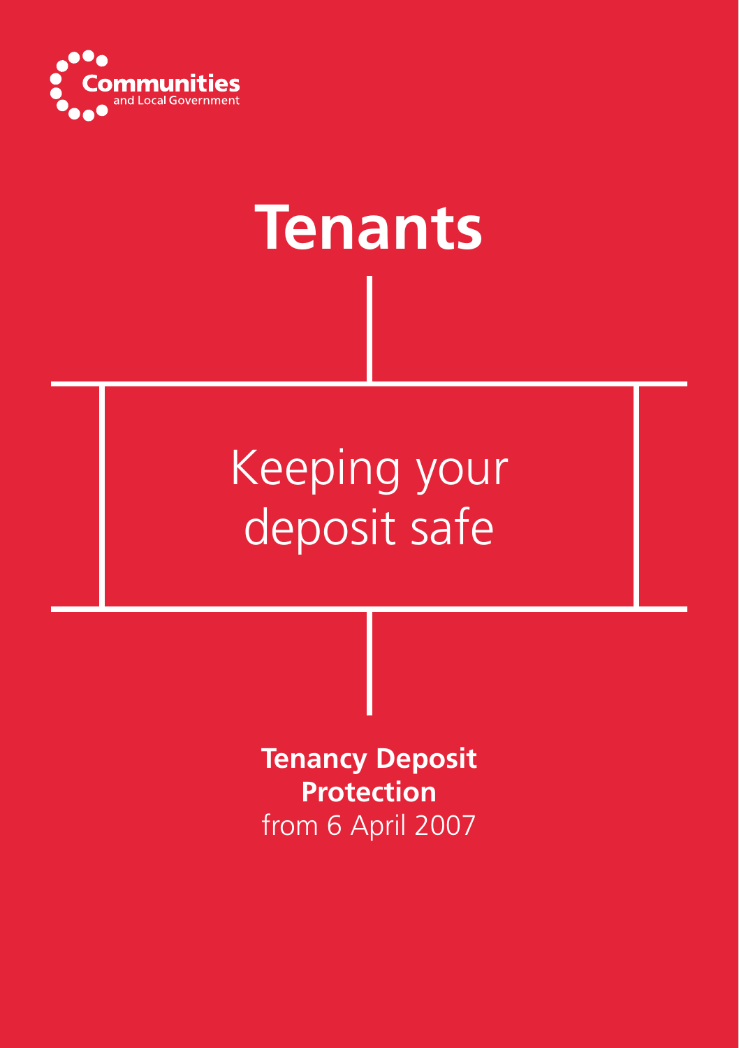Communities and Local Government

# Tenants

## Keeping your deposit safe

**Tenancy Deposit Protection**
from 6 April 2007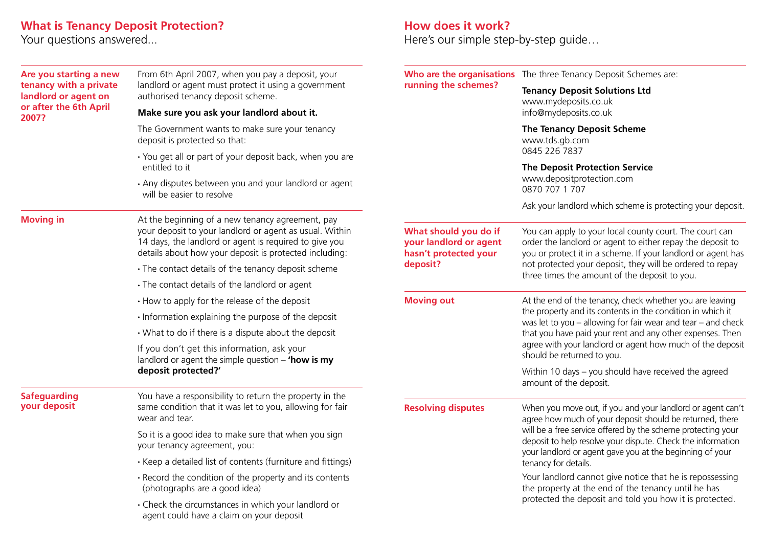## What is Tenancy Deposit Protection?

Your questions answered...

### Are you starting a new tenancy with a private landlord or agent on or after the 6th April 2007?

From 6th April 2007, when you pay a deposit, your landlord or agent must protect it using a government authorised tenancy deposit scheme.

**Make sure you ask your landlord about it.**

The Government wants to make sure your tenancy deposit is protected so that:

- You get all or part of your deposit back, when you are entitled to it
- Any disputes between you and your landlord or agent will be easier to resolve

### Moving in

At the beginning of a new tenancy agreement, pay your deposit to your landlord or agent as usual. Within 14 days, the landlord or agent is required to give you details about how your deposit is protected including:

- The contact details of the tenancy deposit scheme
- The contact details of the landlord or agent
- How to apply for the release of the deposit
- Information explaining the purpose of the deposit
- What to do if there is a dispute about the deposit

If you don't get this information, ask your landlord or agent the simple question – **'how is my deposit protected?'**

### Safeguarding your deposit

You have a responsibility to return the property in the same condition that it was let to you, allowing for fair wear and tear.

So it is a good idea to make sure that when you sign your tenancy agreement, you:

- Keep a detailed list of contents (furniture and fittings)
- Record the condition of the property and its contents (photographs are a good idea)
- Check the circumstances in which your landlord or agent could have a claim on your deposit

## How does it work?

Here's our simple step-by-step guide…

### Who are the organisations running the schemes?

The three Tenancy Deposit Schemes are:

**Tenancy Deposit Solutions Ltd**
www.mydeposits.co.uk
info@mydeposits.co.uk

**The Tenancy Deposit Scheme**
www.tds.gb.com
0845 226 7837

**The Deposit Protection Service**
www.depositprotection.com
0870 707 1 707

Ask your landlord which scheme is protecting your deposit.

### What should you do if your landlord or agent hasn't protected your deposit?

You can apply to your local county court. The court can order the landlord or agent to either repay the deposit to you or protect it in a scheme. If your landlord or agent has not protected your deposit, they will be ordered to repay three times the amount of the deposit to you.

### Moving out

At the end of the tenancy, check whether you are leaving the property and its contents in the condition in which it was let to you – allowing for fair wear and tear – and check that you have paid your rent and any other expenses. Then agree with your landlord or agent how much of the deposit should be returned to you.

Within 10 days – you should have received the agreed amount of the deposit.

### Resolving disputes

When you move out, if you and your landlord or agent can't agree how much of your deposit should be returned, there will be a free service offered by the scheme protecting your deposit to help resolve your dispute. Check the information your landlord or agent gave you at the beginning of your tenancy for details.

Your landlord cannot give notice that he is repossessing the property at the end of the tenancy until he has protected the deposit and told you how it is protected.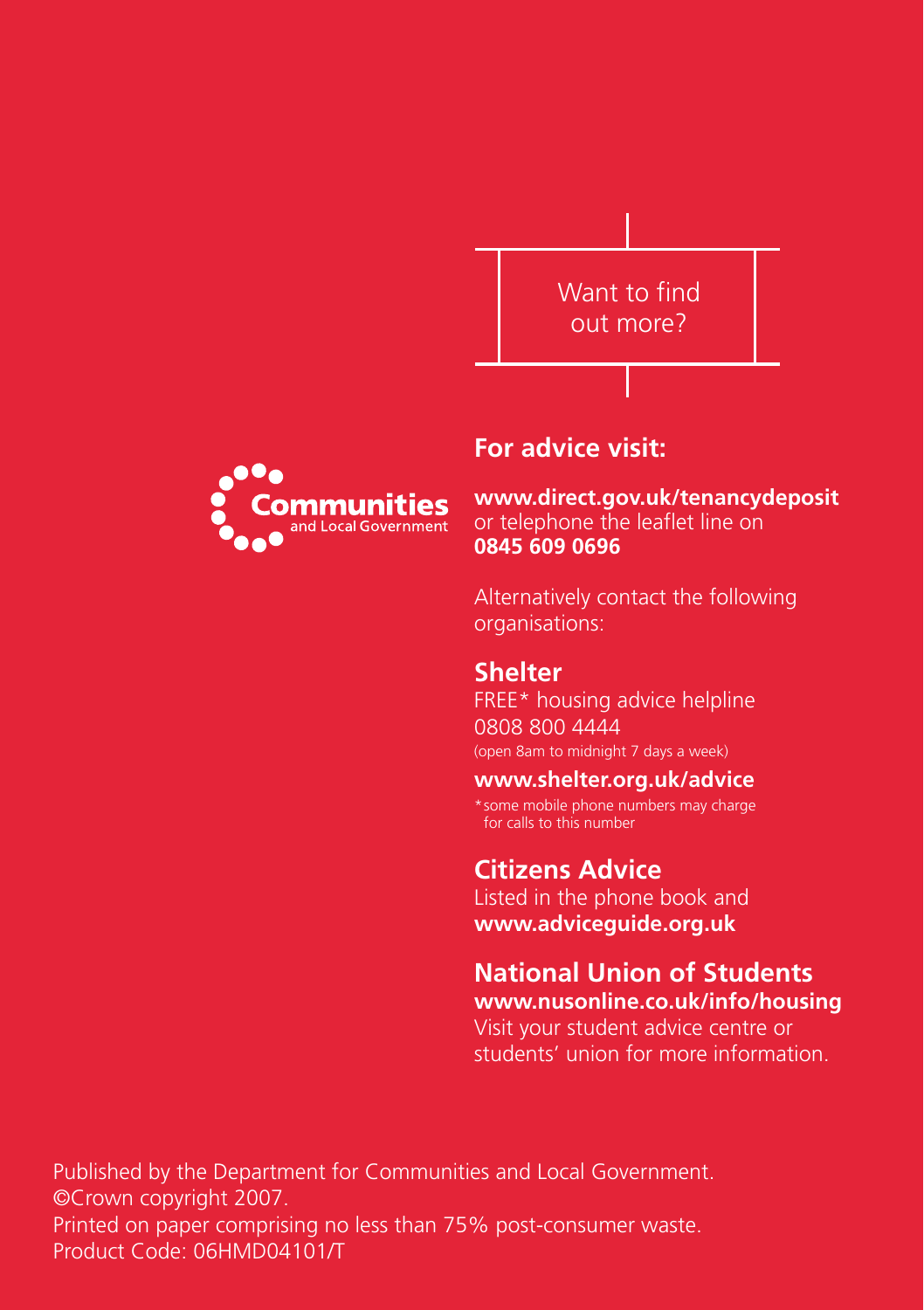Want to find out more?

Communities and Local Government

## For advice visit:

**www.direct.gov.uk/tenancydeposit**
or telephone the leaflet line on
**0845 609 0696**

Alternatively contact the following organisations:

## Shelter

FREE* housing advice helpline
0808 800 4444
(open 8am to midnight 7 days a week)

**www.shelter.org.uk/advice**

*some mobile phone numbers may charge for calls to this number

## Citizens Advice

Listed in the phone book and
**www.adviceguide.org.uk**

## National Union of Students

**www.nusonline.co.uk/info/housing**
Visit your student advice centre or students' union for more information.

Published by the Department for Communities and Local Government.
©Crown copyright 2007.
Printed on paper comprising no less than 75% post-consumer waste.
Product Code: 06HMD04101/T